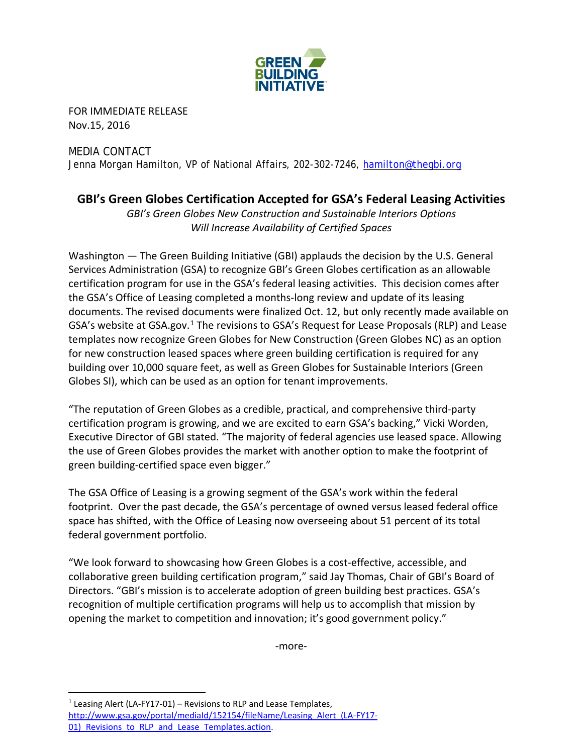FOR IMMEDIATE RELEASE
Nov.15, 2016

MEDIA CONTACT
Jenna Morgan Hamilton, VP of National Affairs, 202-302-7246, hamilton@thegbi.org

# GBI's Green Globes Certification Accepted for GSA's Federal Leasing Activities

*GBI's Green Globes New Construction and Sustainable Interiors Options Will Increase Availability of Certified Spaces*

Washington — The Green Building Initiative (GBI) applauds the decision by the U.S. General Services Administration (GSA) to recognize GBI's Green Globes certification as an allowable certification program for use in the GSA's federal leasing activities. This decision comes after the GSA's Office of Leasing completed a months-long review and update of its leasing documents. The revised documents were finalized Oct. 12, but only recently made available on GSA's website at GSA.gov.[1] The revisions to GSA's Request for Lease Proposals (RLP) and Lease templates now recognize Green Globes for New Construction (Green Globes NC) as an option for new construction leased spaces where green building certification is required for any building over 10,000 square feet, as well as Green Globes for Sustainable Interiors (Green Globes SI), which can be used as an option for tenant improvements.

"The reputation of Green Globes as a credible, practical, and comprehensive third-party certification program is growing, and we are excited to earn GSA's backing," Vicki Worden, Executive Director of GBI stated. "The majority of federal agencies use leased space. Allowing the use of Green Globes provides the market with another option to make the footprint of green building-certified space even bigger."

The GSA Office of Leasing is a growing segment of the GSA's work within the federal footprint. Over the past decade, the GSA's percentage of owned versus leased federal office space has shifted, with the Office of Leasing now overseeing about 51 percent of its total federal government portfolio.

"We look forward to showcasing how Green Globes is a cost-effective, accessible, and collaborative green building certification program," said Jay Thomas, Chair of GBI's Board of Directors. "GBI's mission is to accelerate adoption of green building best practices. GSA's recognition of multiple certification programs will help us to accomplish that mission by opening the market to competition and innovation; it's good government policy."

-more-

[1] Leasing Alert (LA-FY17-01) – Revisions to RLP and Lease Templates, http://www.gsa.gov/portal/mediaId/152154/fileName/Leasing_Alert_(LA-FY17-01)_Revisions_to_RLP_and_Lease_Templates.action.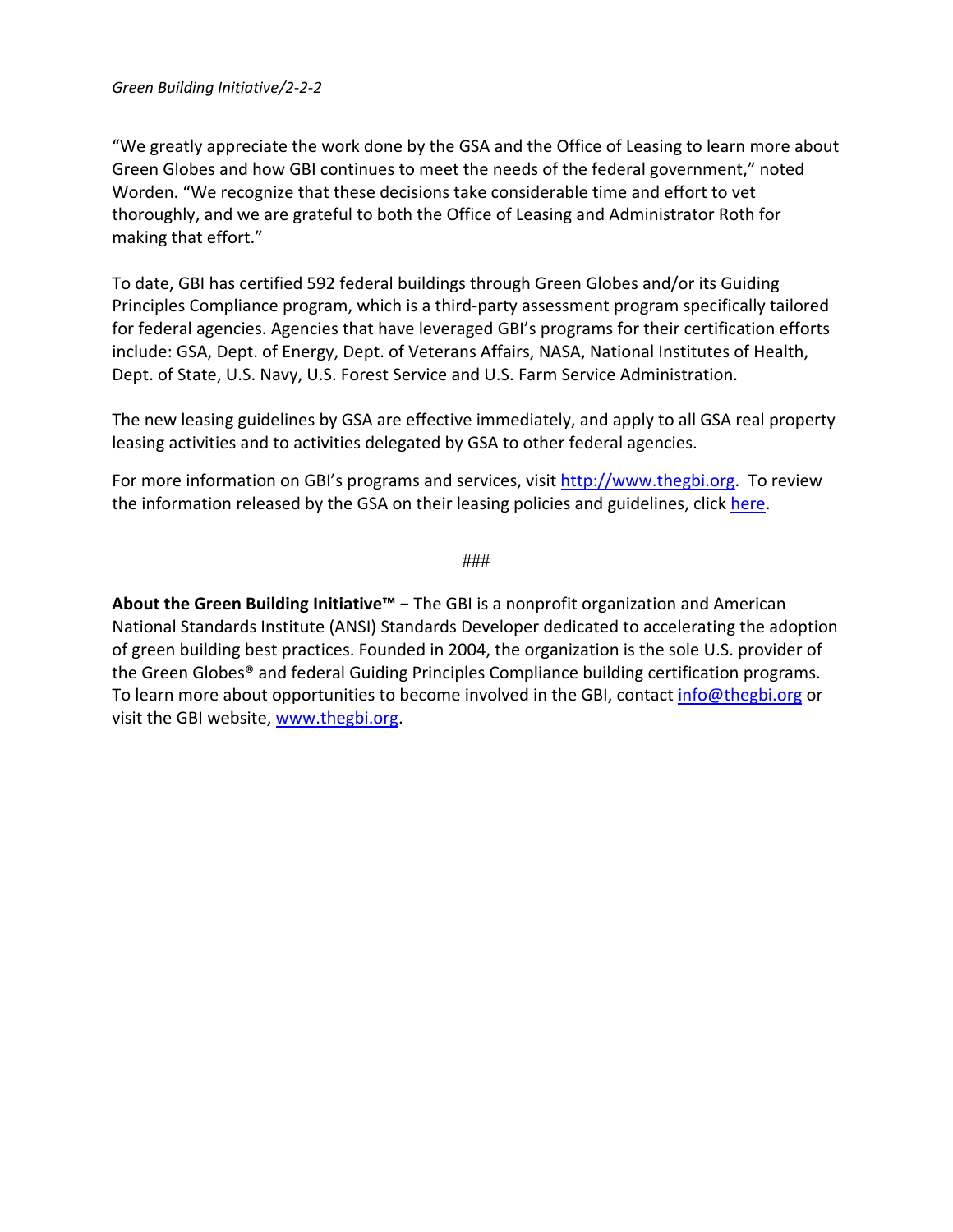"We greatly appreciate the work done by the GSA and the Office of Leasing to learn more about Green Globes and how GBI continues to meet the needs of the federal government," noted Worden. "We recognize that these decisions take considerable time and effort to vet thoroughly, and we are grateful to both the Office of Leasing and Administrator Roth for making that effort."

To date, GBI has certified 592 federal buildings through Green Globes and/or its Guiding Principles Compliance program, which is a third-party assessment program specifically tailored for federal agencies. Agencies that have leveraged GBI's programs for their certification efforts include: GSA, Dept. of Energy, Dept. of Veterans Affairs, NASA, National Institutes of Health, Dept. of State, U.S. Navy, U.S. Forest Service and U.S. Farm Service Administration.

The new leasing guidelines by GSA are effective immediately, and apply to all GSA real property leasing activities and to activities delegated by GSA to other federal agencies.

For more information on GBI's programs and services, visit [http://www.thegbi.org](http://www.thegbi.org). To review the information released by the GSA on their leasing policies and guidelines, click here.

###

**About the Green Building Initiative™** − The GBI is a nonprofit organization and American National Standards Institute (ANSI) Standards Developer dedicated to accelerating the adoption of green building best practices. Founded in 2004, the organization is the sole U.S. provider of the Green Globes® and federal Guiding Principles Compliance building certification programs. To learn more about opportunities to become involved in the GBI, contact [info@thegbi.org](mailto:info@thegbi.org) or visit the GBI website, [www.thegbi.org](http://www.thegbi.org).